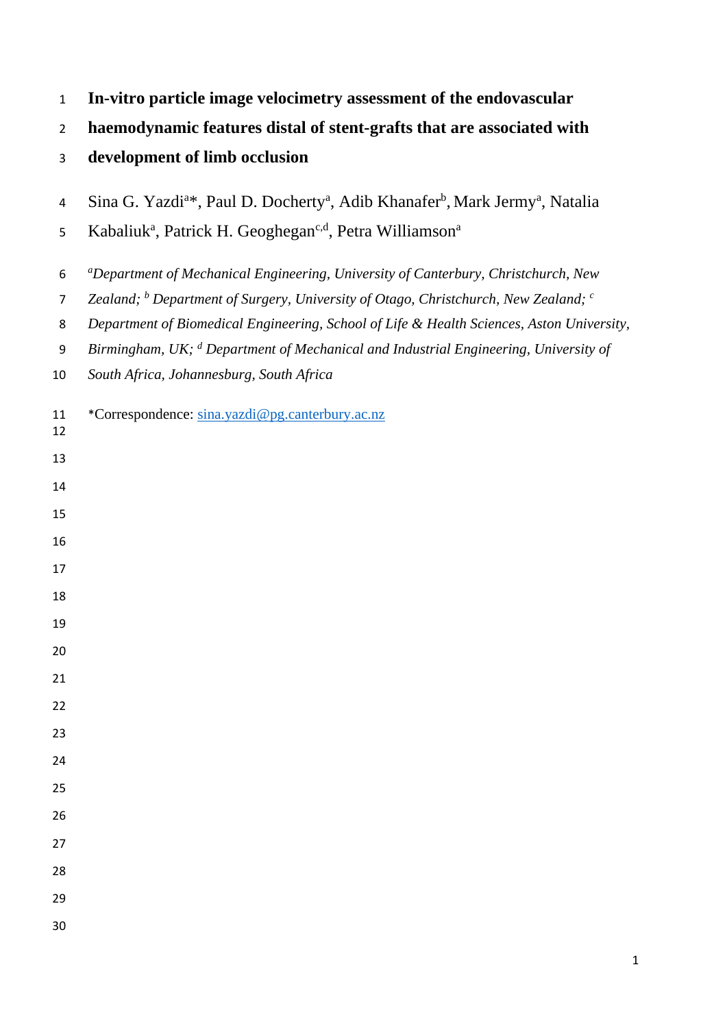# In-vitro particle image velocimetry assessment of the endovascular haemodynamic features distal of stent-grafts that are associated with development of limb occlusion

Sina G. Yazdi[a]*, Paul D. Docherty[a], Adib Khanafer[b], Mark Jermy[a], Natalia Kabaliuk[a], Patrick H. Geoghegan[c,d], Petra Williamson[a]

*[a]Department of Mechanical Engineering, University of Canterbury, Christchurch, New Zealand; [b] Department of Surgery, University of Otago, Christchurch, New Zealand; [c] Department of Biomedical Engineering, School of Life & Health Sciences, Aston University, Birmingham, UK; [d] Department of Mechanical and Industrial Engineering, University of South Africa, Johannesburg, South Africa*

*Correspondence: sina.yazdi@pg.canterbury.ac.nz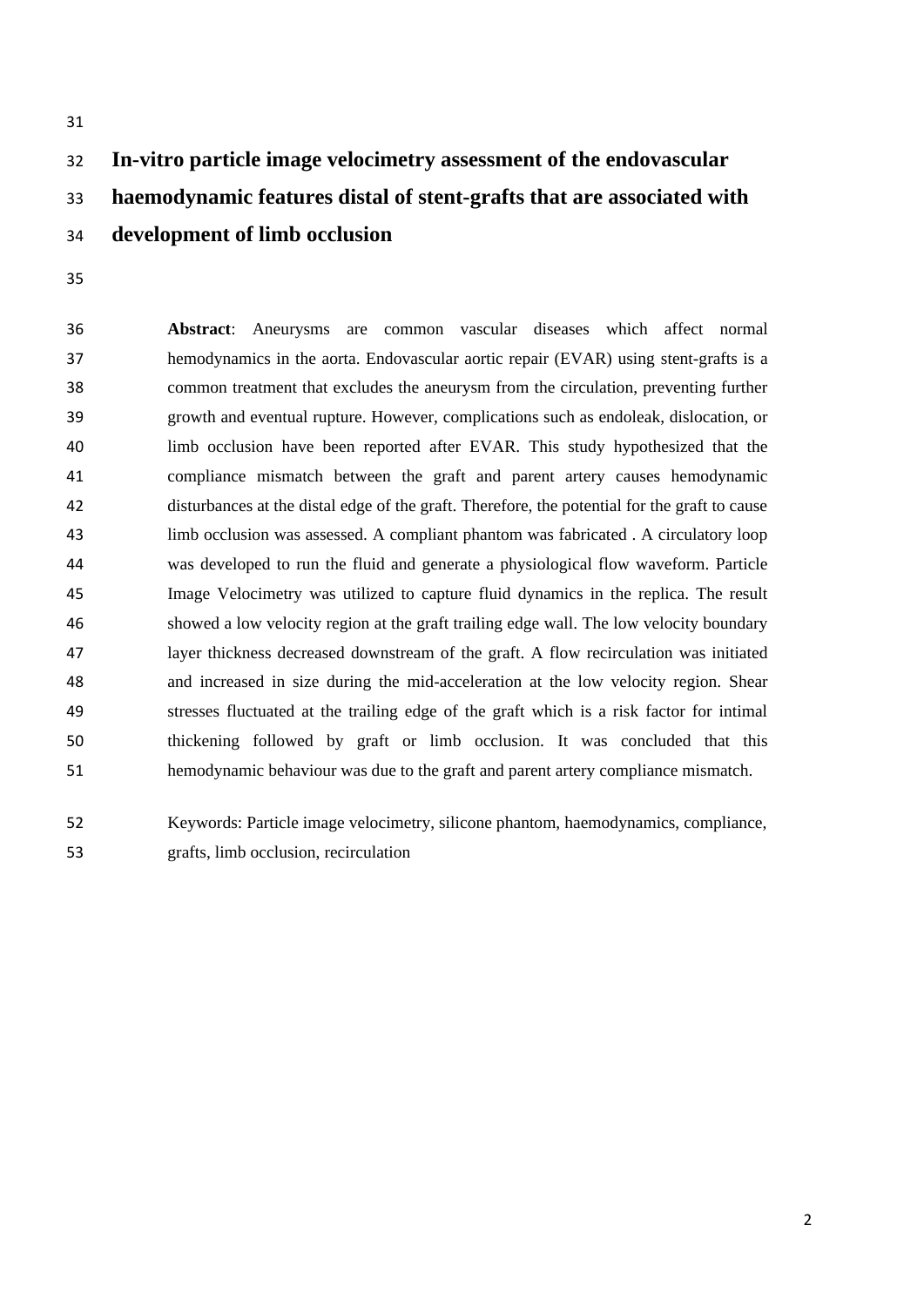# In-vitro particle image velocimetry assessment of the endovascular haemodynamic features distal of stent-grafts that are associated with development of limb occlusion

**Abstract**: Aneurysms are common vascular diseases which affect normal hemodynamics in the aorta. Endovascular aortic repair (EVAR) using stent-grafts is a common treatment that excludes the aneurysm from the circulation, preventing further growth and eventual rupture. However, complications such as endoleak, dislocation, or limb occlusion have been reported after EVAR. This study hypothesized that the compliance mismatch between the graft and parent artery causes hemodynamic disturbances at the distal edge of the graft. Therefore, the potential for the graft to cause limb occlusion was assessed. A compliant phantom was fabricated . A circulatory loop was developed to run the fluid and generate a physiological flow waveform. Particle Image Velocimetry was utilized to capture fluid dynamics in the replica. The result showed a low velocity region at the graft trailing edge wall. The low velocity boundary layer thickness decreased downstream of the graft. A flow recirculation was initiated and increased in size during the mid-acceleration at the low velocity region. Shear stresses fluctuated at the trailing edge of the graft which is a risk factor for intimal thickening followed by graft or limb occlusion. It was concluded that this hemodynamic behaviour was due to the graft and parent artery compliance mismatch.

Keywords: Particle image velocimetry, silicone phantom, haemodynamics, compliance, grafts, limb occlusion, recirculation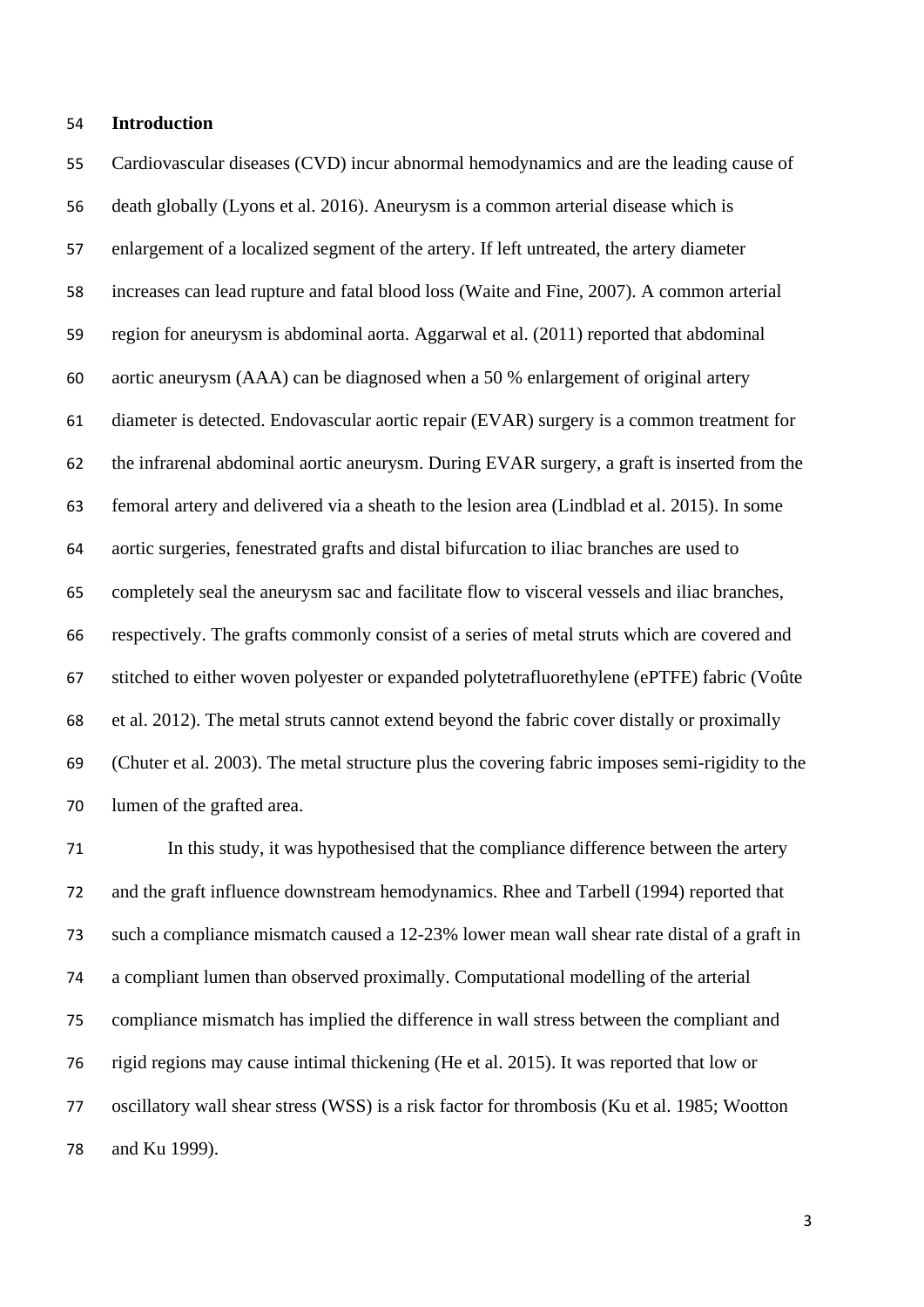## Introduction

Cardiovascular diseases (CVD) incur abnormal hemodynamics and are the leading cause of death globally (Lyons et al. 2016). Aneurysm is a common arterial disease which is enlargement of a localized segment of the artery. If left untreated, the artery diameter increases can lead rupture and fatal blood loss (Waite and Fine, 2007). A common arterial region for aneurysm is abdominal aorta. Aggarwal et al. (2011) reported that abdominal aortic aneurysm (AAA) can be diagnosed when a 50 % enlargement of original artery diameter is detected. Endovascular aortic repair (EVAR) surgery is a common treatment for the infrarenal abdominal aortic aneurysm. During EVAR surgery, a graft is inserted from the femoral artery and delivered via a sheath to the lesion area (Lindblad et al. 2015). In some aortic surgeries, fenestrated grafts and distal bifurcation to iliac branches are used to completely seal the aneurysm sac and facilitate flow to visceral vessels and iliac branches, respectively. The grafts commonly consist of a series of metal struts which are covered and stitched to either woven polyester or expanded polytetrafluorethylene (ePTFE) fabric (Voûte et al. 2012). The metal struts cannot extend beyond the fabric cover distally or proximally (Chuter et al. 2003). The metal structure plus the covering fabric imposes semi-rigidity to the lumen of the grafted area.

In this study, it was hypothesised that the compliance difference between the artery and the graft influence downstream hemodynamics. Rhee and Tarbell (1994) reported that such a compliance mismatch caused a 12-23% lower mean wall shear rate distal of a graft in a compliant lumen than observed proximally. Computational modelling of the arterial compliance mismatch has implied the difference in wall stress between the compliant and rigid regions may cause intimal thickening (He et al. 2015). It was reported that low or oscillatory wall shear stress (WSS) is a risk factor for thrombosis (Ku et al. 1985; Wootton and Ku 1999).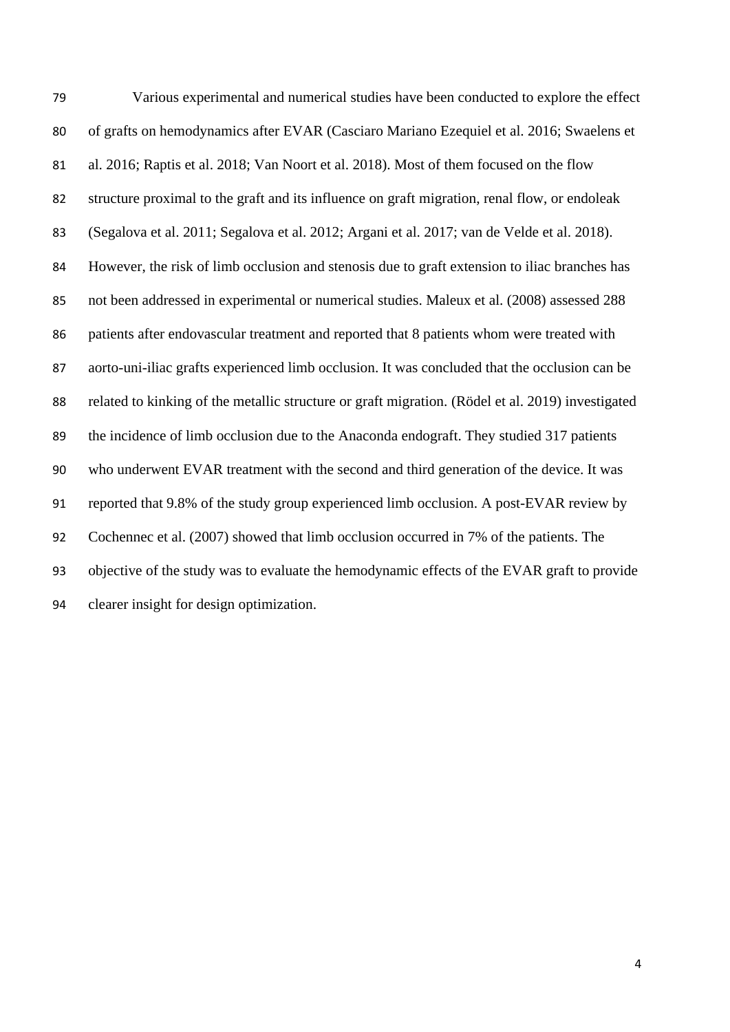Various experimental and numerical studies have been conducted to explore the effect of grafts on hemodynamics after EVAR (Casciaro Mariano Ezequiel et al. 2016; Swaelens et al. 2016; Raptis et al. 2018; Van Noort et al. 2018). Most of them focused on the flow structure proximal to the graft and its influence on graft migration, renal flow, or endoleak (Segalova et al. 2011; Segalova et al. 2012; Argani et al. 2017; van de Velde et al. 2018). However, the risk of limb occlusion and stenosis due to graft extension to iliac branches has not been addressed in experimental or numerical studies. Maleux et al. (2008) assessed 288 patients after endovascular treatment and reported that 8 patients whom were treated with aorto-uni-iliac grafts experienced limb occlusion. It was concluded that the occlusion can be related to kinking of the metallic structure or graft migration. (Rödel et al. 2019) investigated the incidence of limb occlusion due to the Anaconda endograft. They studied 317 patients who underwent EVAR treatment with the second and third generation of the device. It was reported that 9.8% of the study group experienced limb occlusion. A post-EVAR review by Cochennec et al. (2007) showed that limb occlusion occurred in 7% of the patients. The objective of the study was to evaluate the hemodynamic effects of the EVAR graft to provide clearer insight for design optimization.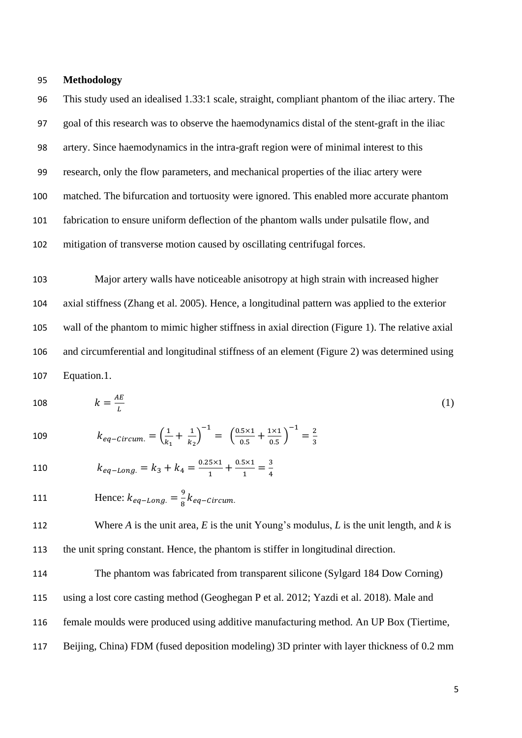## Methodology

This study used an idealised 1.33:1 scale, straight, compliant phantom of the iliac artery. The goal of this research was to observe the haemodynamics distal of the stent-graft in the iliac artery. Since haemodynamics in the intra-graft region were of minimal interest to this research, only the flow parameters, and mechanical properties of the iliac artery were matched. The bifurcation and tortuosity were ignored. This enabled more accurate phantom fabrication to ensure uniform deflection of the phantom walls under pulsatile flow, and mitigation of transverse motion caused by oscillating centrifugal forces.

Major artery walls have noticeable anisotropy at high strain with increased higher axial stiffness (Zhang et al. 2005). Hence, a longitudinal pattern was applied to the exterior wall of the phantom to mimic higher stiffness in axial direction (Figure 1). The relative axial and circumferential and longitudinal stiffness of an element (Figure 2) was determined using Equation.1.

$$k = \frac{AE}{L} \tag{1}$$

$$k_{eq-Circum.} = \left(\frac{1}{k_1} + \frac{1}{k_2}\right)^{-1} = \left(\frac{0.5\times1}{0.5} + \frac{1\times1}{0.5}\right)^{-1} = \frac{2}{3}$$

$$k_{eq-Long.} = k_3 + k_4 = \frac{0.25\times1}{1} + \frac{0.5\times1}{1} = \frac{3}{4}$$

Hence: $k_{eq-Long.} = \frac{9}{8}k_{eq-Circum.}$

Where $A$ is the unit area, $E$ is the unit Young's modulus, $L$ is the unit length, and $k$ is the unit spring constant. Hence, the phantom is stiffer in longitudinal direction.

The phantom was fabricated from transparent silicone (Sylgard 184 Dow Corning) using a lost core casting method (Geoghegan P et al. 2012; Yazdi et al. 2018). Male and female moulds were produced using additive manufacturing method. An UP Box (Tiertime, Beijing, China) FDM (fused deposition modeling) 3D printer with layer thickness of 0.2 mm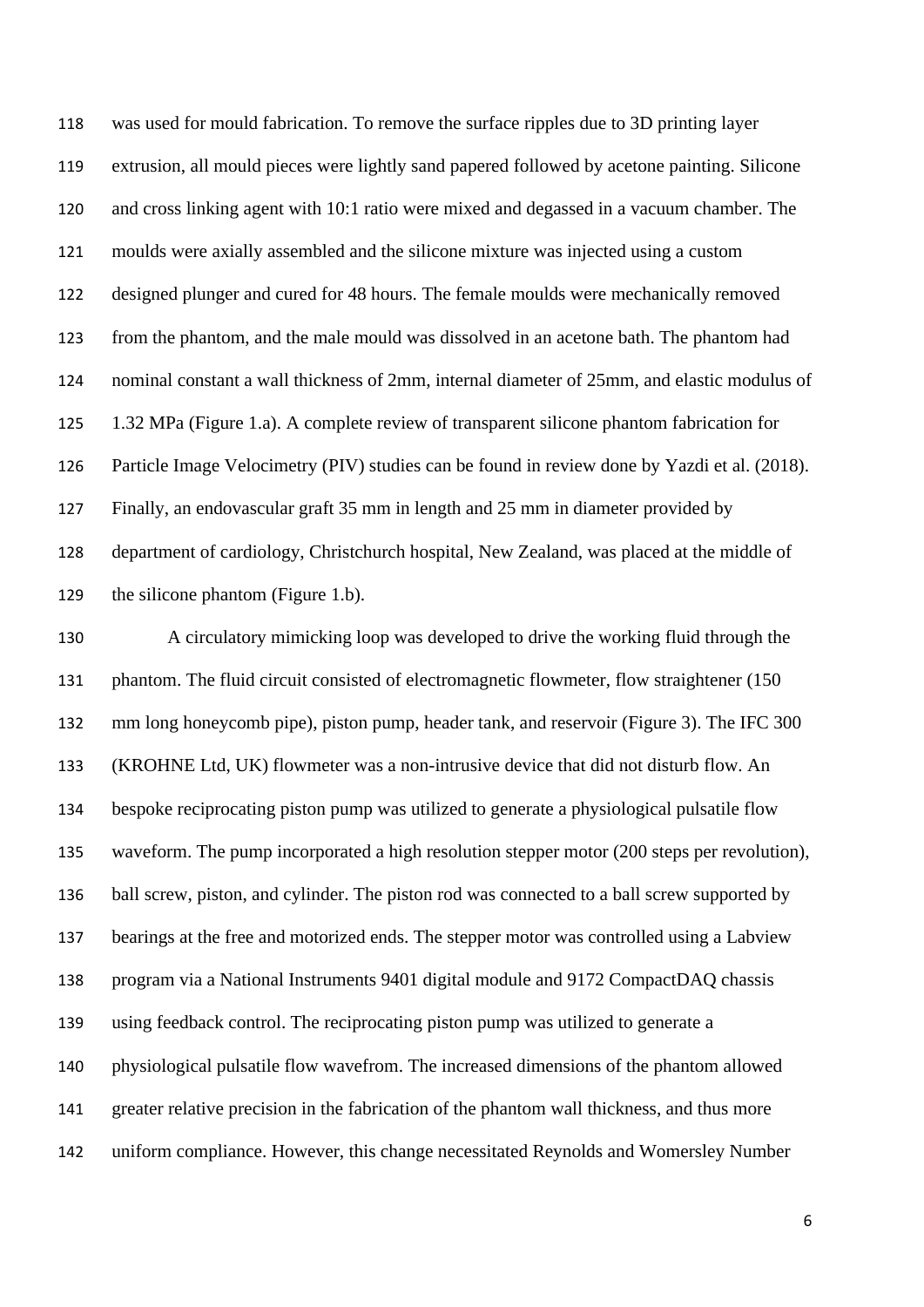was used for mould fabrication. To remove the surface ripples due to 3D printing layer extrusion, all mould pieces were lightly sand papered followed by acetone painting. Silicone and cross linking agent with 10:1 ratio were mixed and degassed in a vacuum chamber. The moulds were axially assembled and the silicone mixture was injected using a custom designed plunger and cured for 48 hours. The female moulds were mechanically removed from the phantom, and the male mould was dissolved in an acetone bath. The phantom had nominal constant a wall thickness of 2mm, internal diameter of 25mm, and elastic modulus of 1.32 MPa (Figure 1.a). A complete review of transparent silicone phantom fabrication for Particle Image Velocimetry (PIV) studies can be found in review done by Yazdi et al. (2018). Finally, an endovascular graft 35 mm in length and 25 mm in diameter provided by department of cardiology, Christchurch hospital, New Zealand, was placed at the middle of the silicone phantom (Figure 1.b).

A circulatory mimicking loop was developed to drive the working fluid through the phantom. The fluid circuit consisted of electromagnetic flowmeter, flow straightener (150 mm long honeycomb pipe), piston pump, header tank, and reservoir (Figure 3). The IFC 300 (KROHNE Ltd, UK) flowmeter was a non-intrusive device that did not disturb flow. An bespoke reciprocating piston pump was utilized to generate a physiological pulsatile flow waveform. The pump incorporated a high resolution stepper motor (200 steps per revolution), ball screw, piston, and cylinder. The piston rod was connected to a ball screw supported by bearings at the free and motorized ends. The stepper motor was controlled using a Labview program via a National Instruments 9401 digital module and 9172 CompactDAQ chassis using feedback control. The reciprocating piston pump was utilized to generate a physiological pulsatile flow wavefrom. The increased dimensions of the phantom allowed greater relative precision in the fabrication of the phantom wall thickness, and thus more uniform compliance. However, this change necessitated Reynolds and Womersley Number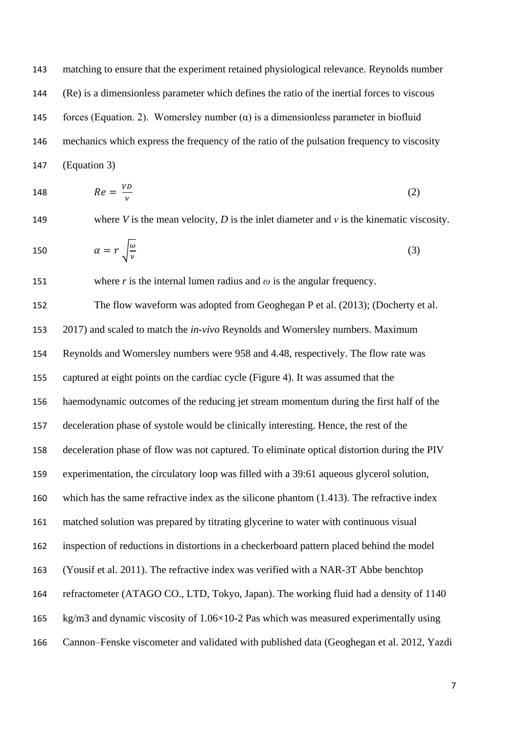matching to ensure that the experiment retained physiological relevance. Reynolds number (Re) is a dimensionless parameter which defines the ratio of the inertial forces to viscous forces (Equation. 2). Womersley number (α) is a dimensionless parameter in biofluid mechanics which express the frequency of the ratio of the pulsation frequency to viscosity (Equation 3)

$$Re = \frac{VD}{\nu} \tag{2}$$

where *V* is the mean velocity, *D* is the inlet diameter and *ν* is the kinematic viscosity.

$$\alpha = r\sqrt{\frac{\omega}{\nu}} \tag{3}$$

where *r* is the internal lumen radius and *ω* is the angular frequency.

The flow waveform was adopted from Geoghegan P et al. (2013); (Docherty et al. 2017) and scaled to match the *in-vivo* Reynolds and Womersley numbers. Maximum Reynolds and Womersley numbers were 958 and 4.48, respectively. The flow rate was captured at eight points on the cardiac cycle (Figure 4). It was assumed that the haemodynamic outcomes of the reducing jet stream momentum during the first half of the deceleration phase of systole would be clinically interesting. Hence, the rest of the deceleration phase of flow was not captured. To eliminate optical distortion during the PIV experimentation, the circulatory loop was filled with a 39:61 aqueous glycerol solution, which has the same refractive index as the silicone phantom (1.413). The refractive index matched solution was prepared by titrating glycerine to water with continuous visual inspection of reductions in distortions in a checkerboard pattern placed behind the model (Yousif et al. 2011). The refractive index was verified with a NAR-3T Abbe benchtop refractometer (ATAGO CO., LTD, Tokyo, Japan). The working fluid had a density of 1140 kg/m3 and dynamic viscosity of 1.06×10-2 Pas which was measured experimentally using Cannon–Fenske viscometer and validated with published data (Geoghegan et al. 2012, Yazdi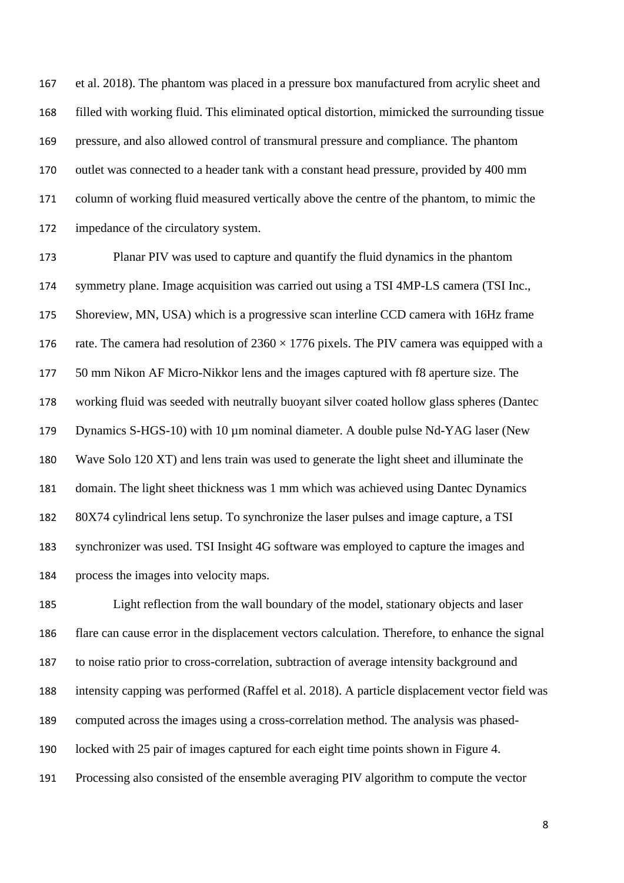et al. 2018). The phantom was placed in a pressure box manufactured from acrylic sheet and filled with working fluid. This eliminated optical distortion, mimicked the surrounding tissue pressure, and also allowed control of transmural pressure and compliance. The phantom outlet was connected to a header tank with a constant head pressure, provided by 400 mm column of working fluid measured vertically above the centre of the phantom, to mimic the impedance of the circulatory system.

Planar PIV was used to capture and quantify the fluid dynamics in the phantom symmetry plane. Image acquisition was carried out using a TSI 4MP-LS camera (TSI Inc., Shoreview, MN, USA) which is a progressive scan interline CCD camera with 16Hz frame rate. The camera had resolution of 2360 × 1776 pixels. The PIV camera was equipped with a 50 mm Nikon AF Micro-Nikkor lens and the images captured with f8 aperture size. The working fluid was seeded with neutrally buoyant silver coated hollow glass spheres (Dantec Dynamics S-HGS-10) with 10 µm nominal diameter. A double pulse Nd-YAG laser (New Wave Solo 120 XT) and lens train was used to generate the light sheet and illuminate the domain. The light sheet thickness was 1 mm which was achieved using Dantec Dynamics 80X74 cylindrical lens setup. To synchronize the laser pulses and image capture, a TSI synchronizer was used. TSI Insight 4G software was employed to capture the images and process the images into velocity maps.

Light reflection from the wall boundary of the model, stationary objects and laser flare can cause error in the displacement vectors calculation. Therefore, to enhance the signal to noise ratio prior to cross-correlation, subtraction of average intensity background and intensity capping was performed (Raffel et al. 2018). A particle displacement vector field was computed across the images using a cross-correlation method. The analysis was phased-locked with 25 pair of images captured for each eight time points shown in Figure 4. Processing also consisted of the ensemble averaging PIV algorithm to compute the vector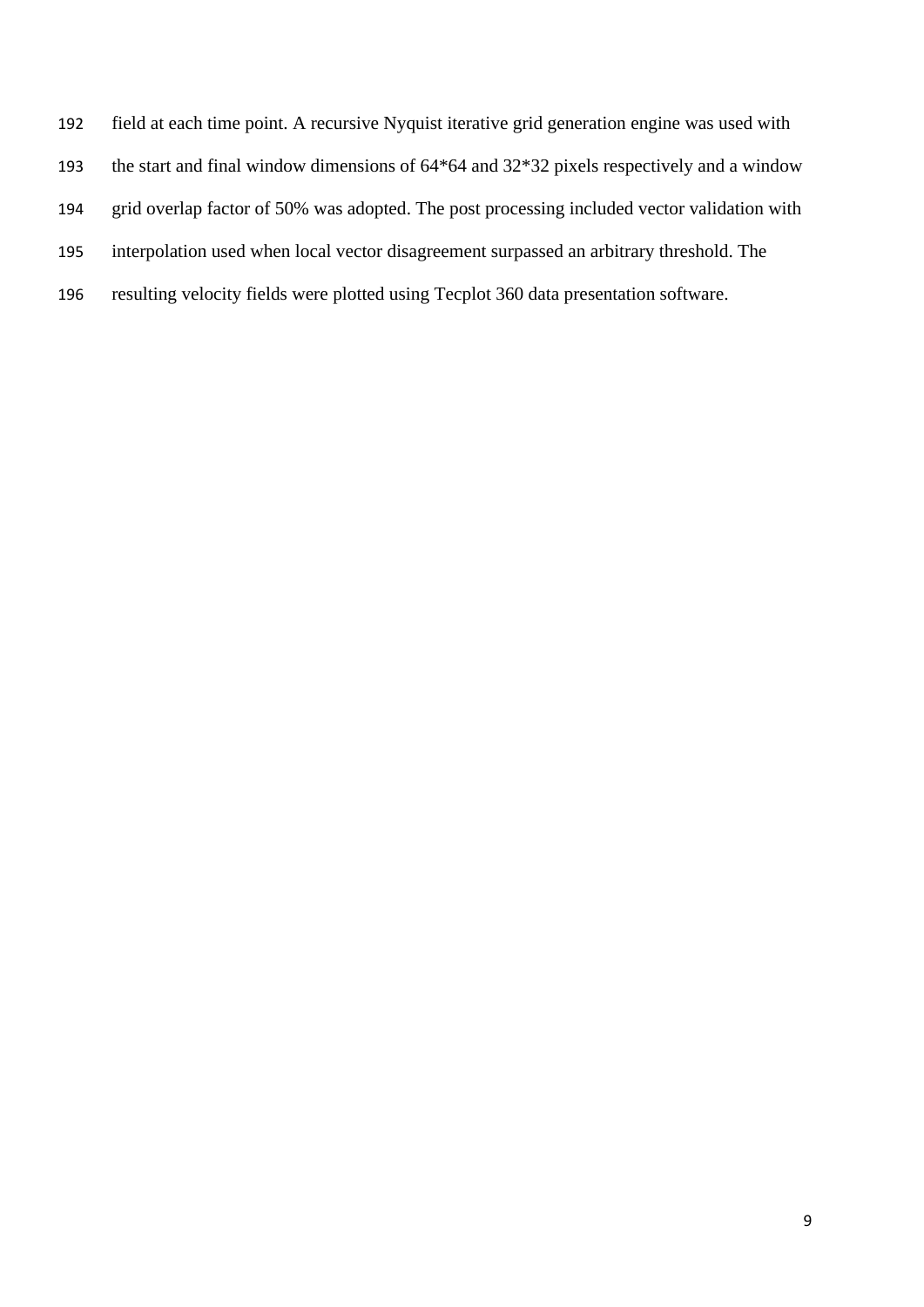field at each time point. A recursive Nyquist iterative grid generation engine was used with the start and final window dimensions of 64*64 and 32*32 pixels respectively and a window grid overlap factor of 50% was adopted. The post processing included vector validation with interpolation used when local vector disagreement surpassed an arbitrary threshold. The resulting velocity fields were plotted using Tecplot 360 data presentation software.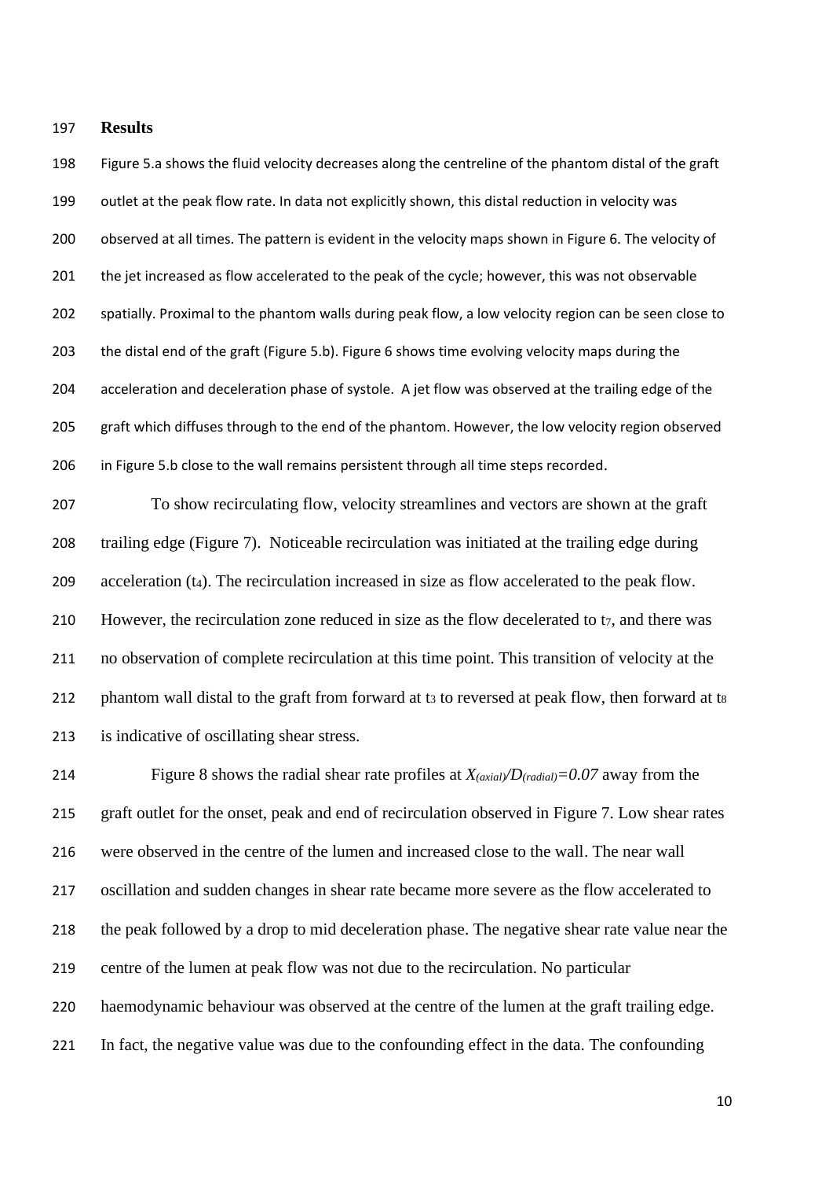## Results

Figure 5.a shows the fluid velocity decreases along the centreline of the phantom distal of the graft outlet at the peak flow rate. In data not explicitly shown, this distal reduction in velocity was observed at all times. The pattern is evident in the velocity maps shown in Figure 6. The velocity of the jet increased as flow accelerated to the peak of the cycle; however, this was not observable spatially. Proximal to the phantom walls during peak flow, a low velocity region can be seen close to the distal end of the graft (Figure 5.b). Figure 6 shows time evolving velocity maps during the acceleration and deceleration phase of systole. A jet flow was observed at the trailing edge of the graft which diffuses through to the end of the phantom. However, the low velocity region observed in Figure 5.b close to the wall remains persistent through all time steps recorded.

To show recirculating flow, velocity streamlines and vectors are shown at the graft trailing edge (Figure 7). Noticeable recirculation was initiated at the trailing edge during acceleration ($t_4$). The recirculation increased in size as flow accelerated to the peak flow. However, the recirculation zone reduced in size as the flow decelerated to $t_7$, and there was no observation of complete recirculation at this time point. This transition of velocity at the phantom wall distal to the graft from forward at $t_3$ to reversed at peak flow, then forward at $t_8$ is indicative of oscillating shear stress.

Figure 8 shows the radial shear rate profiles at $X_{(axial)}/D_{(radial)}=0.07$ away from the graft outlet for the onset, peak and end of recirculation observed in Figure 7. Low shear rates were observed in the centre of the lumen and increased close to the wall. The near wall oscillation and sudden changes in shear rate became more severe as the flow accelerated to the peak followed by a drop to mid deceleration phase. The negative shear rate value near the centre of the lumen at peak flow was not due to the recirculation. No particular haemodynamic behaviour was observed at the centre of the lumen at the graft trailing edge. In fact, the negative value was due to the confounding effect in the data. The confounding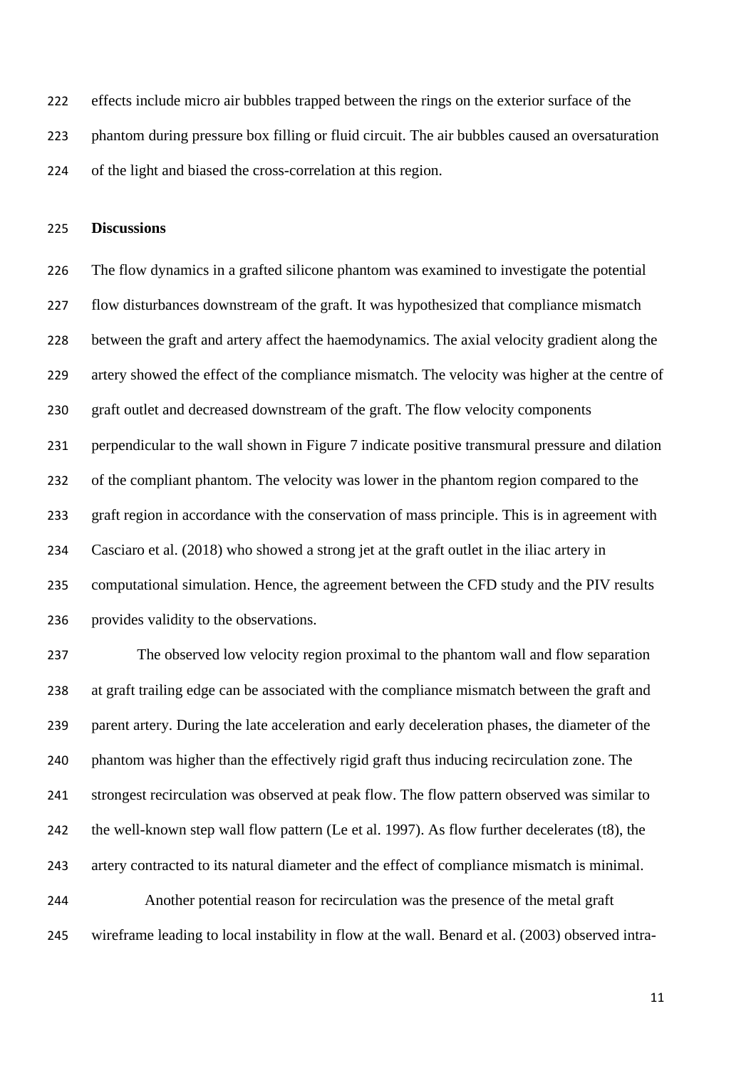effects include micro air bubbles trapped between the rings on the exterior surface of the phantom during pressure box filling or fluid circuit. The air bubbles caused an oversaturation of the light and biased the cross-correlation at this region.

## Discussions

The flow dynamics in a grafted silicone phantom was examined to investigate the potential flow disturbances downstream of the graft. It was hypothesized that compliance mismatch between the graft and artery affect the haemodynamics. The axial velocity gradient along the artery showed the effect of the compliance mismatch. The velocity was higher at the centre of graft outlet and decreased downstream of the graft. The flow velocity components perpendicular to the wall shown in Figure 7 indicate positive transmural pressure and dilation of the compliant phantom. The velocity was lower in the phantom region compared to the graft region in accordance with the conservation of mass principle. This is in agreement with Casciaro et al. (2018) who showed a strong jet at the graft outlet in the iliac artery in computational simulation. Hence, the agreement between the CFD study and the PIV results provides validity to the observations.

The observed low velocity region proximal to the phantom wall and flow separation at graft trailing edge can be associated with the compliance mismatch between the graft and parent artery. During the late acceleration and early deceleration phases, the diameter of the phantom was higher than the effectively rigid graft thus inducing recirculation zone. The strongest recirculation was observed at peak flow. The flow pattern observed was similar to the well-known step wall flow pattern (Le et al. 1997). As flow further decelerates (t8), the artery contracted to its natural diameter and the effect of compliance mismatch is minimal.

Another potential reason for recirculation was the presence of the metal graft wireframe leading to local instability in flow at the wall. Benard et al. (2003) observed intra-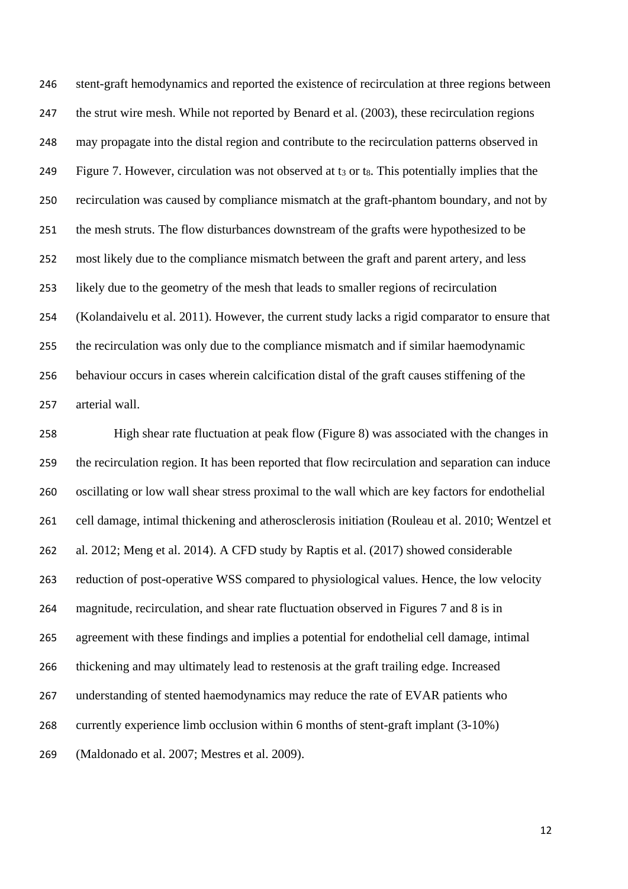stent-graft hemodynamics and reported the existence of recirculation at three regions between the strut wire mesh. While not reported by Benard et al. (2003), these recirculation regions may propagate into the distal region and contribute to the recirculation patterns observed in Figure 7. However, circulation was not observed at $t_3$ or $t_8$. This potentially implies that the recirculation was caused by compliance mismatch at the graft-phantom boundary, and not by the mesh struts. The flow disturbances downstream of the grafts were hypothesized to be most likely due to the compliance mismatch between the graft and parent artery, and less likely due to the geometry of the mesh that leads to smaller regions of recirculation (Kolandaivelu et al. 2011). However, the current study lacks a rigid comparator to ensure that the recirculation was only due to the compliance mismatch and if similar haemodynamic behaviour occurs in cases wherein calcification distal of the graft causes stiffening of the arterial wall.

High shear rate fluctuation at peak flow (Figure 8) was associated with the changes in the recirculation region. It has been reported that flow recirculation and separation can induce oscillating or low wall shear stress proximal to the wall which are key factors for endothelial cell damage, intimal thickening and atherosclerosis initiation (Rouleau et al. 2010; Wentzel et al. 2012; Meng et al. 2014). A CFD study by Raptis et al. (2017) showed considerable reduction of post-operative WSS compared to physiological values. Hence, the low velocity magnitude, recirculation, and shear rate fluctuation observed in Figures 7 and 8 is in agreement with these findings and implies a potential for endothelial cell damage, intimal thickening and may ultimately lead to restenosis at the graft trailing edge. Increased understanding of stented haemodynamics may reduce the rate of EVAR patients who currently experience limb occlusion within 6 months of stent-graft implant (3-10%) (Maldonado et al. 2007; Mestres et al. 2009).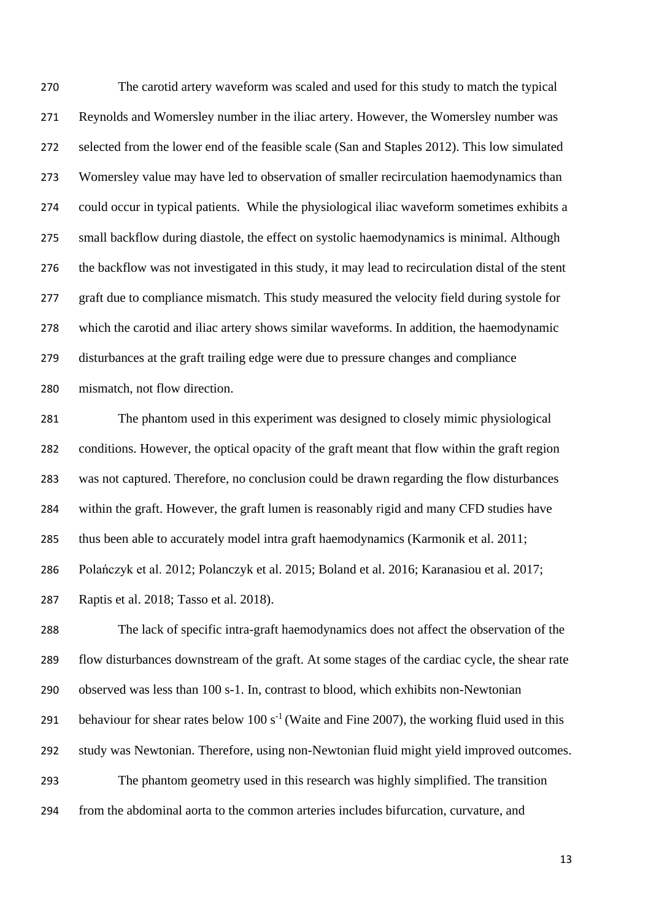The carotid artery waveform was scaled and used for this study to match the typical Reynolds and Womersley number in the iliac artery. However, the Womersley number was selected from the lower end of the feasible scale (San and Staples 2012). This low simulated Womersley value may have led to observation of smaller recirculation haemodynamics than could occur in typical patients.  While the physiological iliac waveform sometimes exhibits a small backflow during diastole, the effect on systolic haemodynamics is minimal. Although the backflow was not investigated in this study, it may lead to recirculation distal of the stent graft due to compliance mismatch. This study measured the velocity field during systole for which the carotid and iliac artery shows similar waveforms. In addition, the haemodynamic disturbances at the graft trailing edge were due to pressure changes and compliance mismatch, not flow direction.

The phantom used in this experiment was designed to closely mimic physiological conditions. However, the optical opacity of the graft meant that flow within the graft region was not captured. Therefore, no conclusion could be drawn regarding the flow disturbances within the graft. However, the graft lumen is reasonably rigid and many CFD studies have thus been able to accurately model intra graft haemodynamics (Karmonik et al. 2011; Polańczyk et al. 2012; Polanczyk et al. 2015; Boland et al. 2016; Karanasiou et al. 2017; Raptis et al. 2018; Tasso et al. 2018).

The lack of specific intra-graft haemodynamics does not affect the observation of the flow disturbances downstream of the graft. At some stages of the cardiac cycle, the shear rate observed was less than 100 s-1. In, contrast to blood, which exhibits non-Newtonian behaviour for shear rates below 100 $s^{-1}$ (Waite and Fine 2007), the working fluid used in this study was Newtonian. Therefore, using non-Newtonian fluid might yield improved outcomes.

The phantom geometry used in this research was highly simplified. The transition from the abdominal aorta to the common arteries includes bifurcation, curvature, and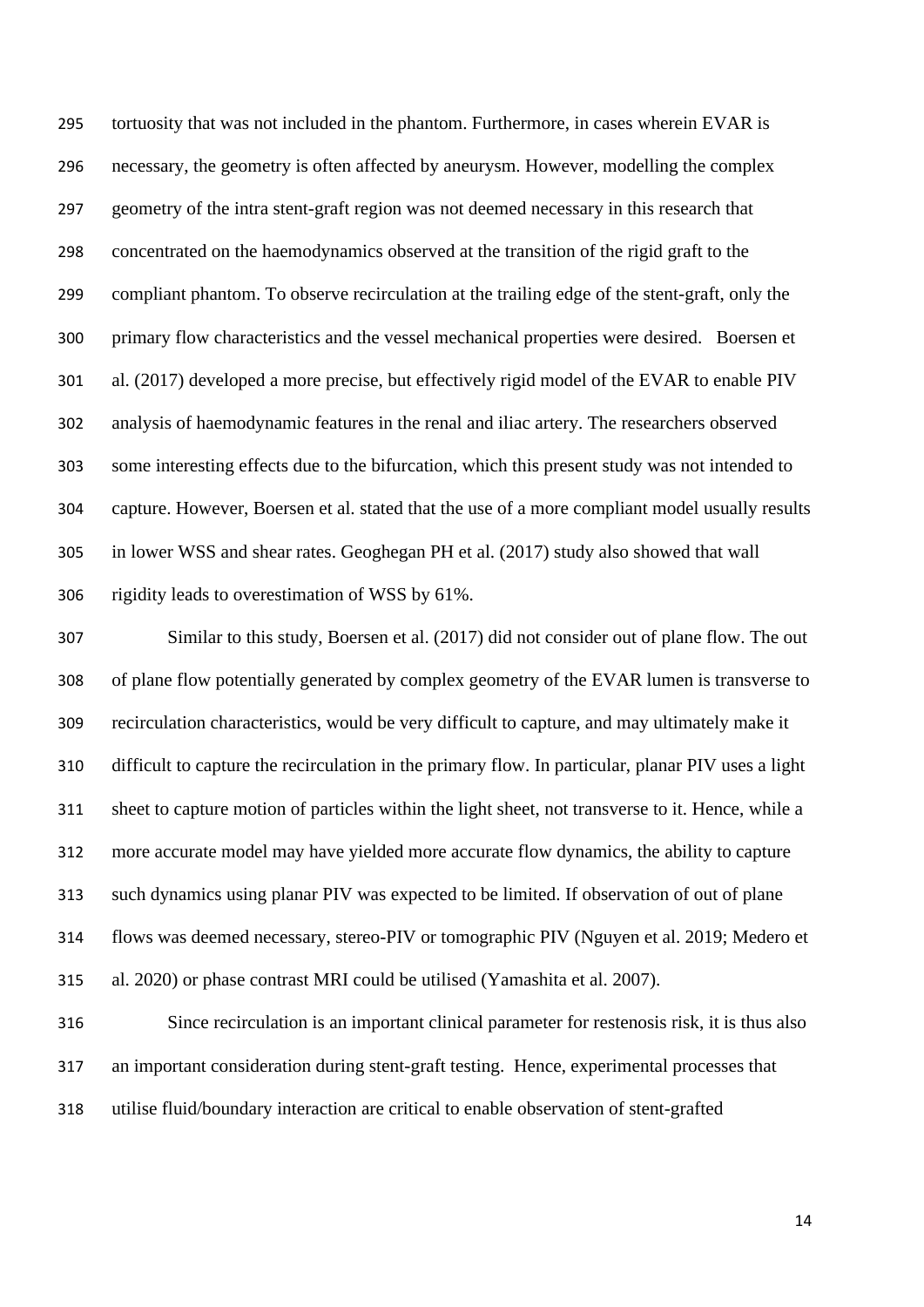tortuosity that was not included in the phantom. Furthermore, in cases wherein EVAR is necessary, the geometry is often affected by aneurysm. However, modelling the complex geometry of the intra stent-graft region was not deemed necessary in this research that concentrated on the haemodynamics observed at the transition of the rigid graft to the compliant phantom. To observe recirculation at the trailing edge of the stent-graft, only the primary flow characteristics and the vessel mechanical properties were desired. Boersen et al. (2017) developed a more precise, but effectively rigid model of the EVAR to enable PIV analysis of haemodynamic features in the renal and iliac artery. The researchers observed some interesting effects due to the bifurcation, which this present study was not intended to capture. However, Boersen et al. stated that the use of a more compliant model usually results in lower WSS and shear rates. Geoghegan PH et al. (2017) study also showed that wall rigidity leads to overestimation of WSS by 61%.

Similar to this study, Boersen et al. (2017) did not consider out of plane flow. The out of plane flow potentially generated by complex geometry of the EVAR lumen is transverse to recirculation characteristics, would be very difficult to capture, and may ultimately make it difficult to capture the recirculation in the primary flow. In particular, planar PIV uses a light sheet to capture motion of particles within the light sheet, not transverse to it. Hence, while a more accurate model may have yielded more accurate flow dynamics, the ability to capture such dynamics using planar PIV was expected to be limited. If observation of out of plane flows was deemed necessary, stereo-PIV or tomographic PIV (Nguyen et al. 2019; Medero et al. 2020) or phase contrast MRI could be utilised (Yamashita et al. 2007).

Since recirculation is an important clinical parameter for restenosis risk, it is thus also an important consideration during stent-graft testing. Hence, experimental processes that utilise fluid/boundary interaction are critical to enable observation of stent-grafted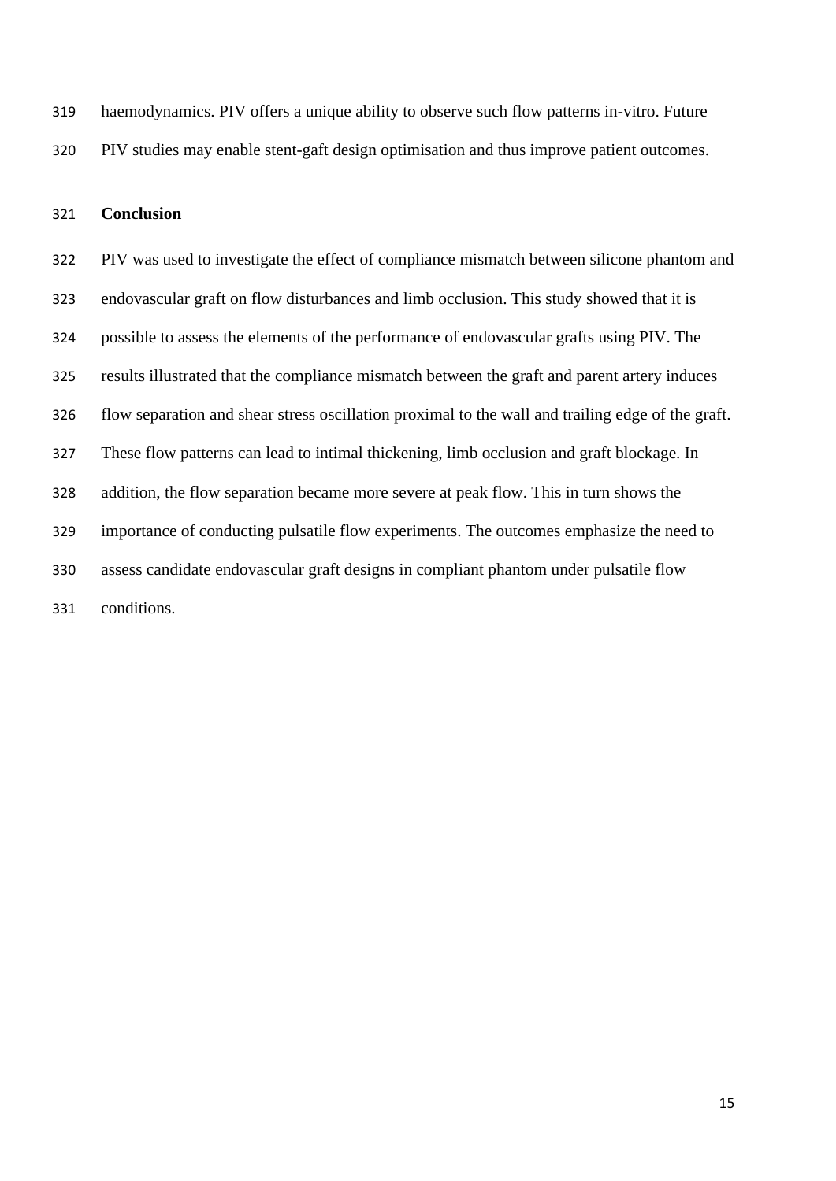haemodynamics. PIV offers a unique ability to observe such flow patterns in-vitro. Future PIV studies may enable stent-gaft design optimisation and thus improve patient outcomes.

## Conclusion

PIV was used to investigate the effect of compliance mismatch between silicone phantom and endovascular graft on flow disturbances and limb occlusion. This study showed that it is possible to assess the elements of the performance of endovascular grafts using PIV. The results illustrated that the compliance mismatch between the graft and parent artery induces flow separation and shear stress oscillation proximal to the wall and trailing edge of the graft. These flow patterns can lead to intimal thickening, limb occlusion and graft blockage. In addition, the flow separation became more severe at peak flow. This in turn shows the importance of conducting pulsatile flow experiments. The outcomes emphasize the need to assess candidate endovascular graft designs in compliant phantom under pulsatile flow conditions.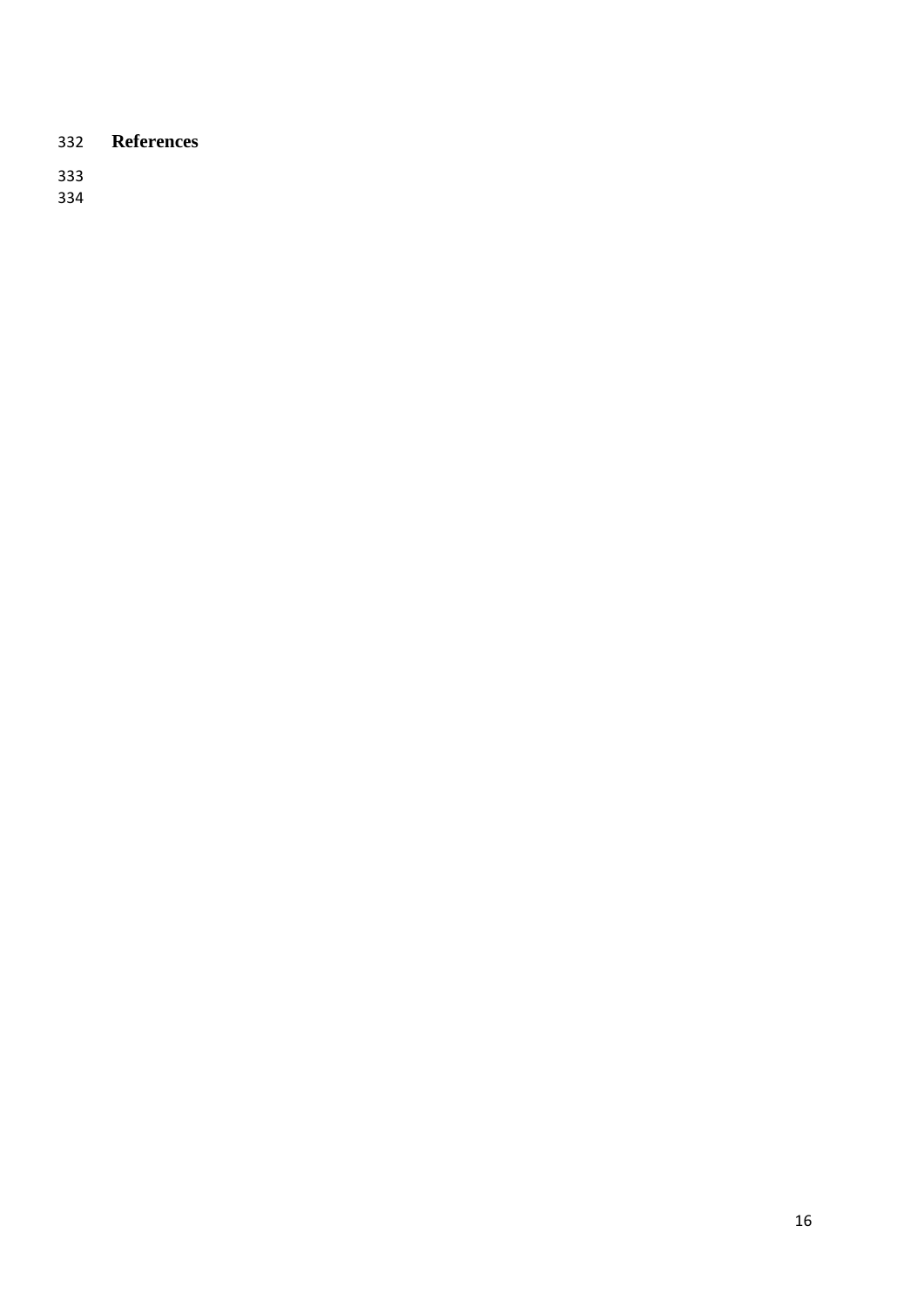# References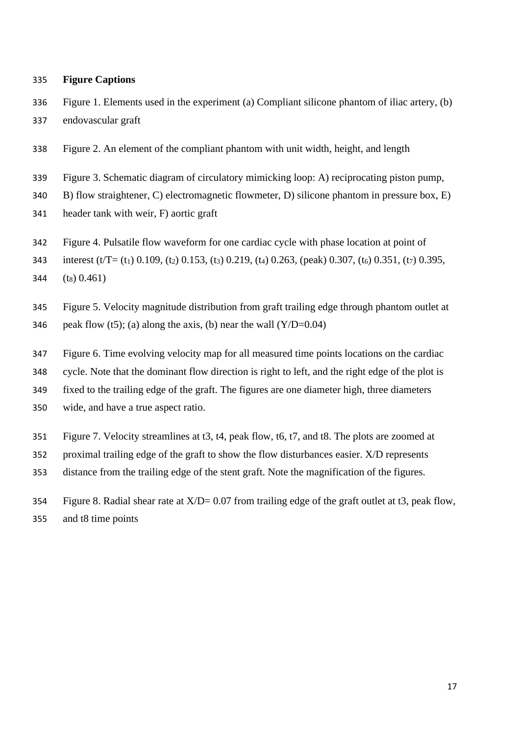## Figure Captions

Figure 1. Elements used in the experiment (a) Compliant silicone phantom of iliac artery, (b) endovascular graft

Figure 2. An element of the compliant phantom with unit width, height, and length

Figure 3. Schematic diagram of circulatory mimicking loop: A) reciprocating piston pump, B) flow straightener, C) electromagnetic flowmeter, D) silicone phantom in pressure box, E) header tank with weir, F) aortic graft

Figure 4. Pulsatile flow waveform for one cardiac cycle with phase location at point of interest (t/T= ($t_1$) 0.109, ($t_2$) 0.153, ($t_3$) 0.219, ($t_4$) 0.263, (peak) 0.307, ($t_6$) 0.351, ($t_7$) 0.395, ($t_8$) 0.461)

Figure 5. Velocity magnitude distribution from graft trailing edge through phantom outlet at peak flow (t5); (a) along the axis, (b) near the wall (Y/D=0.04)

Figure 6. Time evolving velocity map for all measured time points locations on the cardiac cycle. Note that the dominant flow direction is right to left, and the right edge of the plot is fixed to the trailing edge of the graft. The figures are one diameter high, three diameters wide, and have a true aspect ratio.

Figure 7. Velocity streamlines at t3, t4, peak flow, t6, t7, and t8. The plots are zoomed at proximal trailing edge of the graft to show the flow disturbances easier. X/D represents distance from the trailing edge of the stent graft. Note the magnification of the figures.

Figure 8. Radial shear rate at X/D= 0.07 from trailing edge of the graft outlet at t3, peak flow, and t8 time points